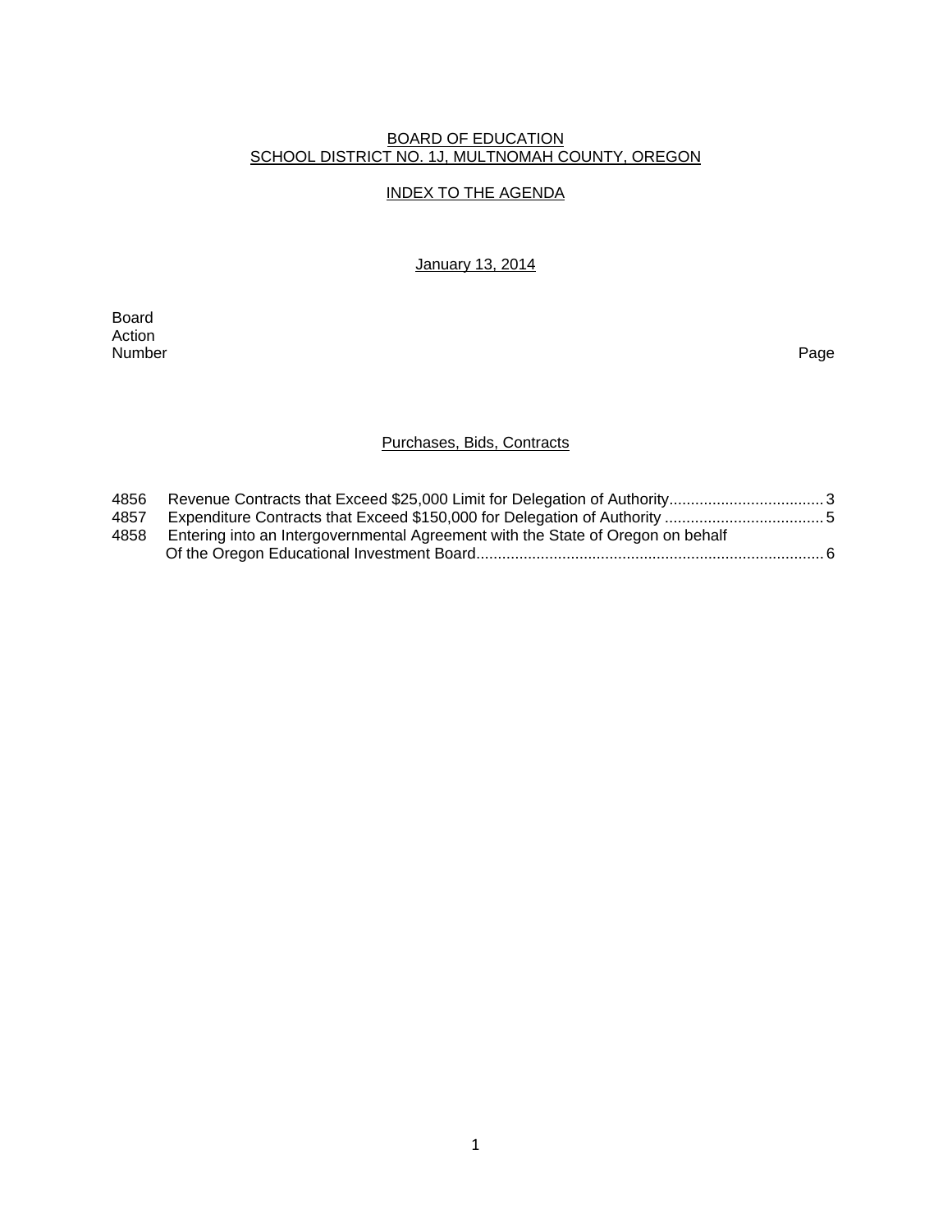BOARD OF EDUCATION
SCHOOL DISTRICT NO. 1J, MULTNOMAH COUNTY, OREGON

INDEX TO THE AGENDA

January 13, 2014

| Board Action Number | | Page |
|---|---|---|
| | **Purchases, Bids, Contracts** | |
| 4856 | Revenue Contracts that Exceed $25,000 Limit for Delegation of Authority | 3 |
| 4857 | Expenditure Contracts that Exceed $150,000 for Delegation of Authority | 5 |
| 4858 | Entering into an Intergovernmental Agreement with the State of Oregon on behalf Of the Oregon Educational Investment Board | 6 |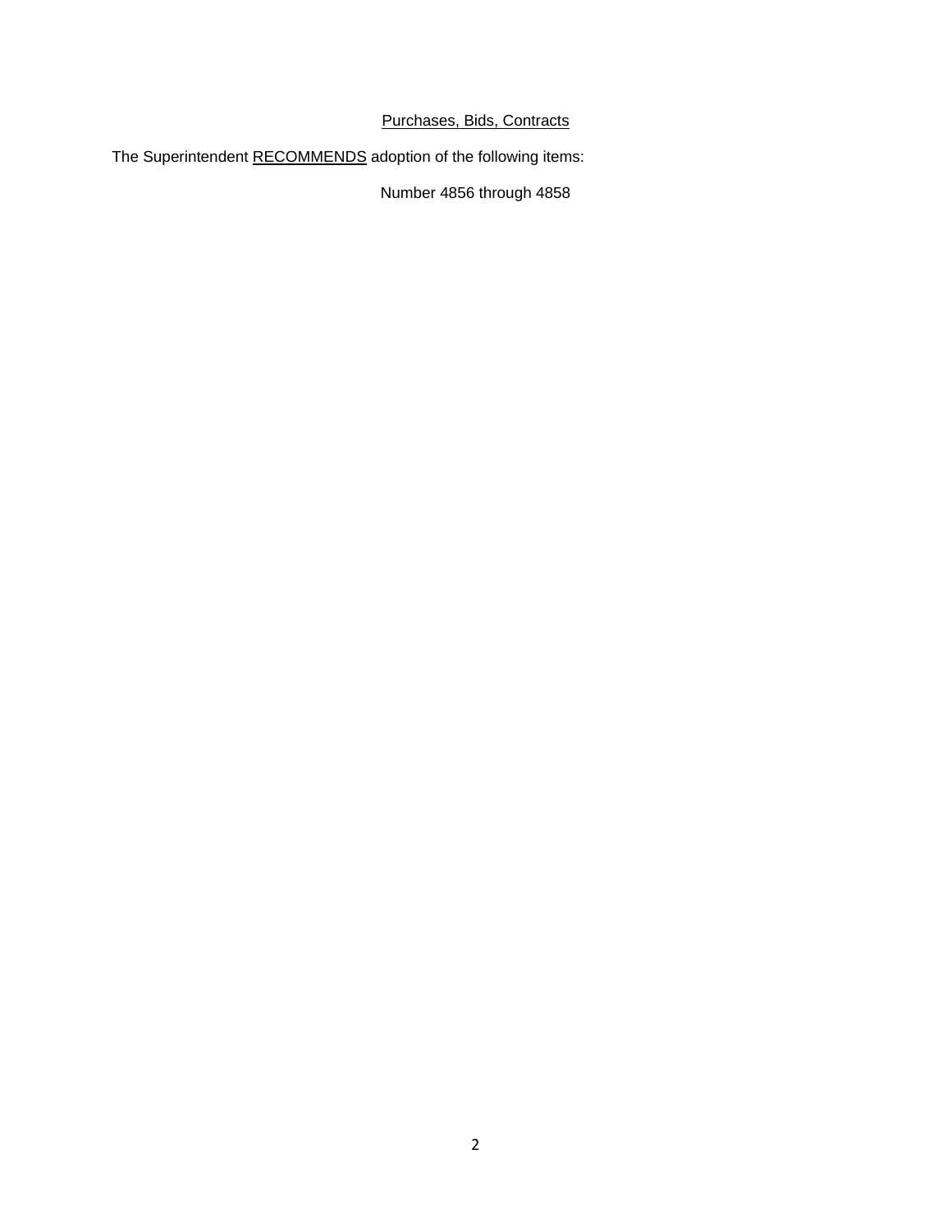Purchases, Bids, Contracts

The Superintendent RECOMMENDS adoption of the following items:

Number 4856 through 4858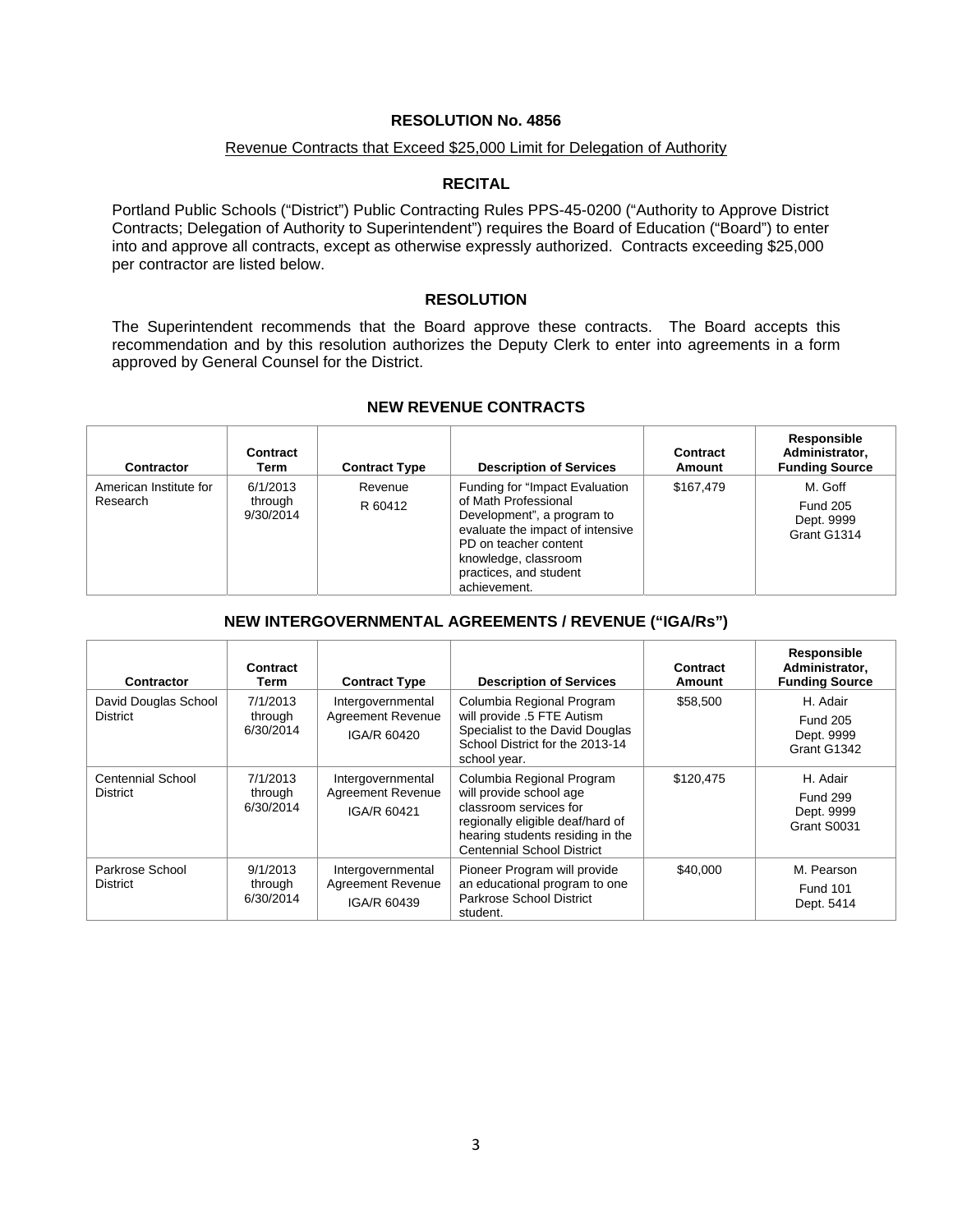# RESOLUTION No. 4856

## Revenue Contracts that Exceed $25,000 Limit for Delegation of Authority

### RECITAL

Portland Public Schools ("District") Public Contracting Rules PPS-45-0200 ("Authority to Approve District Contracts; Delegation of Authority to Superintendent") requires the Board of Education ("Board") to enter into and approve all contracts, except as otherwise expressly authorized. Contracts exceeding $25,000 per contractor are listed below.

### RESOLUTION

The Superintendent recommends that the Board approve these contracts. The Board accepts this recommendation and by this resolution authorizes the Deputy Clerk to enter into agreements in a form approved by General Counsel for the District.

### NEW REVENUE CONTRACTS

| Contractor | Contract Term | Contract Type | Description of Services | Contract Amount | Responsible Administrator, Funding Source |
|---|---|---|---|---|---|
| American Institute for Research | 6/1/2013 through 9/30/2014 | Revenue R 60412 | Funding for "Impact Evaluation of Math Professional Development", a program to evaluate the impact of intensive PD on teacher content knowledge, classroom practices, and student achievement. | $167,479 | M. Goff Fund 205 Dept. 9999 Grant G1314 |

### NEW INTERGOVERNMENTAL AGREEMENTS / REVENUE ("IGA/Rs")

| Contractor | Contract Term | Contract Type | Description of Services | Contract Amount | Responsible Administrator, Funding Source |
|---|---|---|---|---|---|
| David Douglas School District | 7/1/2013 through 6/30/2014 | Intergovernmental Agreement Revenue IGA/R 60420 | Columbia Regional Program will provide .5 FTE Autism Specialist to the David Douglas School District for the 2013-14 school year. | $58,500 | H. Adair Fund 205 Dept. 9999 Grant G1342 |
| Centennial School District | 7/1/2013 through 6/30/2014 | Intergovernmental Agreement Revenue IGA/R 60421 | Columbia Regional Program will provide school age classroom services for regionally eligible deaf/hard of hearing students residing in the Centennial School District | $120,475 | H. Adair Fund 299 Dept. 9999 Grant S0031 |
| Parkrose School District | 9/1/2013 through 6/30/2014 | Intergovernmental Agreement Revenue IGA/R 60439 | Pioneer Program will provide an educational program to one Parkrose School District student. | $40,000 | M. Pearson Fund 101 Dept. 5414 |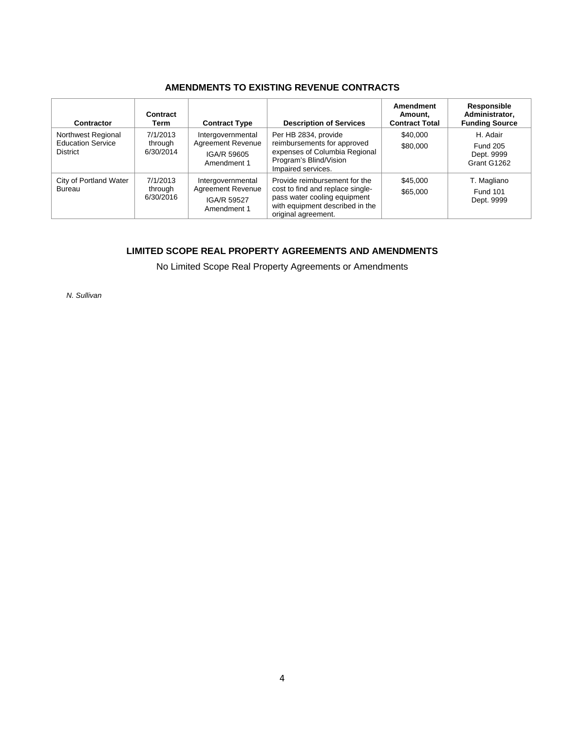## AMENDMENTS TO EXISTING REVENUE CONTRACTS

| Contractor | Contract Term | Contract Type | Description of Services | Amendment Amount, Contract Total | Responsible Administrator, Funding Source |
|---|---|---|---|---|---|
| Northwest Regional Education Service District | 7/1/2013 through 6/30/2014 | Intergovernmental Agreement Revenue IGA/R 59605 Amendment 1 | Per HB 2834, provide reimbursements for approved expenses of Columbia Regional Program's Blind/Vision Impaired services. | $40,000 $80,000 | H. Adair Fund 205 Dept. 9999 Grant G1262 |
| City of Portland Water Bureau | 7/1/2013 through 6/30/2016 | Intergovernmental Agreement Revenue IGA/R 59527 Amendment 1 | Provide reimbursement for the cost to find and replace single-pass water cooling equipment with equipment described in the original agreement. | $45,000 $65,000 | T. Magliano Fund 101 Dept. 9999 |

## LIMITED SCOPE REAL PROPERTY AGREEMENTS AND AMENDMENTS

No Limited Scope Real Property Agreements or Amendments

*N. Sullivan*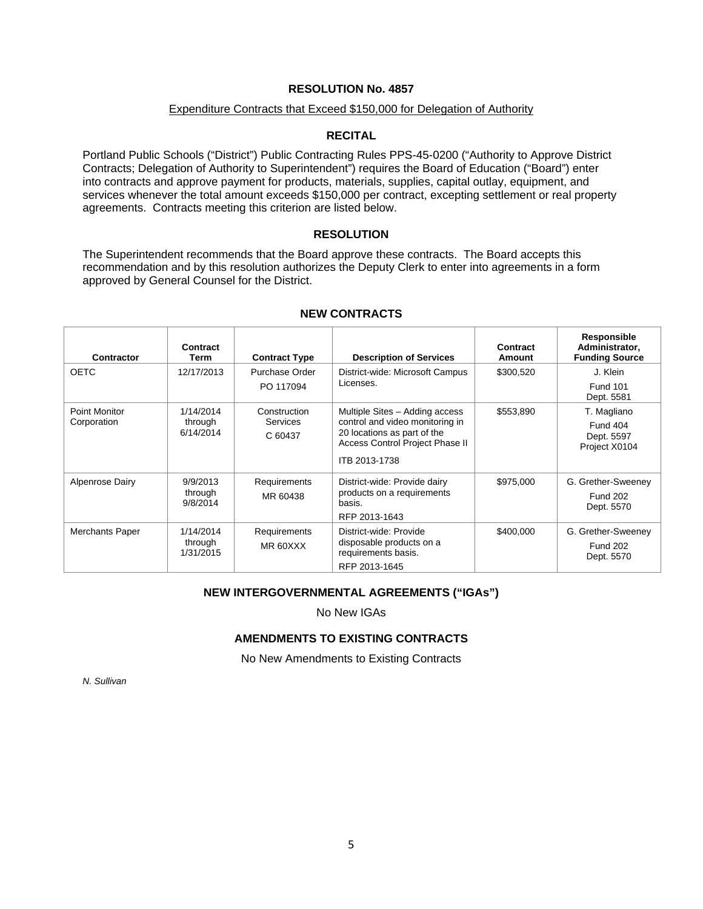## RESOLUTION No. 4857

Expenditure Contracts that Exceed $150,000 for Delegation of Authority

### RECITAL

Portland Public Schools ("District") Public Contracting Rules PPS-45-0200 ("Authority to Approve District Contracts; Delegation of Authority to Superintendent") requires the Board of Education ("Board") enter into contracts and approve payment for products, materials, supplies, capital outlay, equipment, and services whenever the total amount exceeds $150,000 per contract, excepting settlement or real property agreements. Contracts meeting this criterion are listed below.

### RESOLUTION

The Superintendent recommends that the Board approve these contracts. The Board accepts this recommendation and by this resolution authorizes the Deputy Clerk to enter into agreements in a form approved by General Counsel for the District.

### NEW CONTRACTS

| Contractor | Contract Term | Contract Type | Description of Services | Contract Amount | Responsible Administrator, Funding Source |
|---|---|---|---|---|---|
| OETC | 12/17/2013 | Purchase Order PO 117094 | District-wide: Microsoft Campus Licenses. | $300,520 | J. Klein Fund 101 Dept. 5581 |
| Point Monitor Corporation | 1/14/2014 through 6/14/2014 | Construction Services C 60437 | Multiple Sites – Adding access control and video monitoring in 20 locations as part of the Access Control Project Phase II ITB 2013-1738 | $553,890 | T. Magliano Fund 404 Dept. 5597 Project X0104 |
| Alpenrose Dairy | 9/9/2013 through 9/8/2014 | Requirements MR 60438 | District-wide: Provide dairy products on a requirements basis. RFP 2013-1643 | $975,000 | G. Grether-Sweeney Fund 202 Dept. 5570 |
| Merchants Paper | 1/14/2014 through 1/31/2015 | Requirements MR 60XXX | District-wide: Provide disposable products on a requirements basis. RFP 2013-1645 | $400,000 | G. Grether-Sweeney Fund 202 Dept. 5570 |

### NEW INTERGOVERNMENTAL AGREEMENTS ("IGAs")

No New IGAs

### AMENDMENTS TO EXISTING CONTRACTS

No New Amendments to Existing Contracts

*N. Sullivan*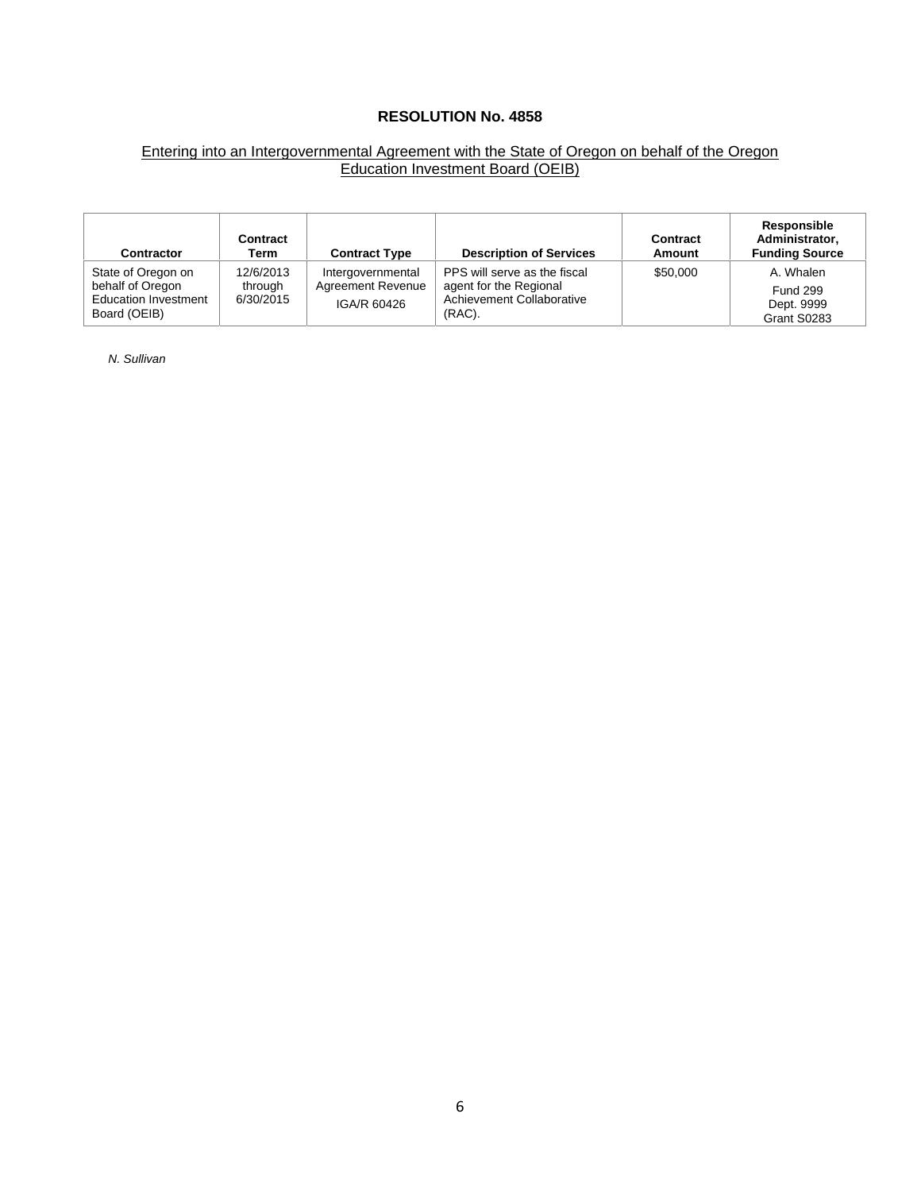# RESOLUTION No. 4858

Entering into an Intergovernmental Agreement with the State of Oregon on behalf of the Oregon Education Investment Board (OEIB)

| Contractor | Contract Term | Contract Type | Description of Services | Contract Amount | Responsible Administrator, Funding Source |
|---|---|---|---|---|---|
| State of Oregon on behalf of Oregon Education Investment Board (OEIB) | 12/6/2013 through 6/30/2015 | Intergovernmental Agreement Revenue IGA/R 60426 | PPS will serve as the fiscal agent for the Regional Achievement Collaborative (RAC). | $50,000 | A. Whalen Fund 299 Dept. 9999 Grant S0283 |

*N. Sullivan*